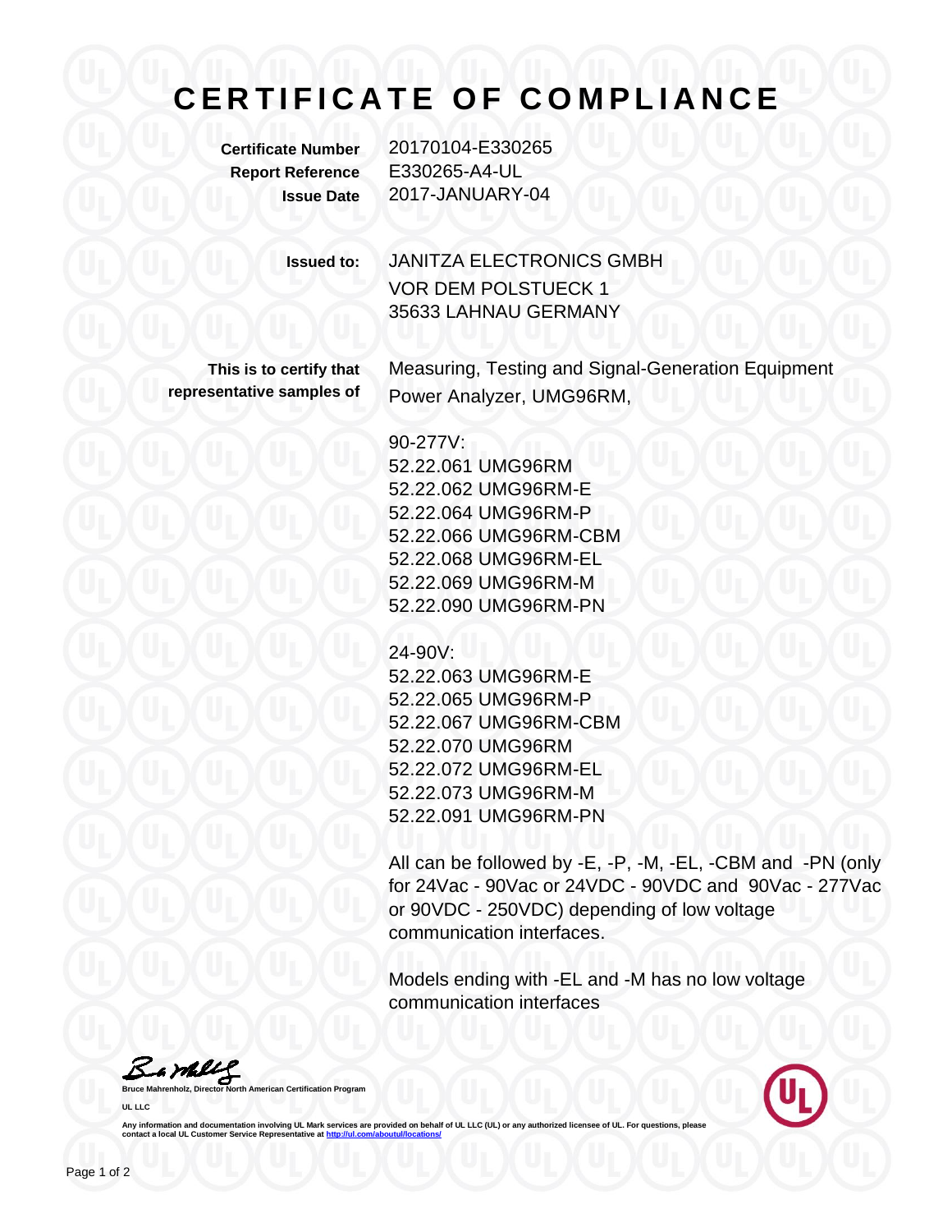# CERTIFICATE OF COMPLIANCE

**Certificate Number** 20170104-E330265
**Report Reference** E330265-A4-UL
**Issue Date** 2017-JANUARY-04

**Issued to:** JANITZA ELECTRONICS GMBH
VOR DEM POLSTUECK 1
35633 LAHNAU GERMANY

**This is to certify that representative samples of**

Measuring, Testing and Signal-Generation Equipment
Power Analyzer, UMG96RM,

90-277V:
52.22.061 UMG96RM
52.22.062 UMG96RM-E
52.22.064 UMG96RM-P
52.22.066 UMG96RM-CBM
52.22.068 UMG96RM-EL
52.22.069 UMG96RM-M
52.22.090 UMG96RM-PN

24-90V:
52.22.063 UMG96RM-E
52.22.065 UMG96RM-P
52.22.067 UMG96RM-CBM
52.22.070 UMG96RM
52.22.072 UMG96RM-EL
52.22.073 UMG96RM-M
52.22.091 UMG96RM-PN

All can be followed by -E, -P, -M, -EL, -CBM and -PN (only for 24Vac - 90Vac or 24VDC - 90VDC and 90Vac - 277Vac or 90VDC - 250VDC) depending of low voltage communication interfaces.

Models ending with -EL and -M has no low voltage communication interfaces

Bruce Mahrenholz, Director North American Certification Program

UL LLC

Any information and documentation involving UL Mark services are provided on behalf of UL LLC (UL) or any authorized licensee of UL. For questions, please contact a local UL Customer Service Representative at http://ul.com/aboutul/locations/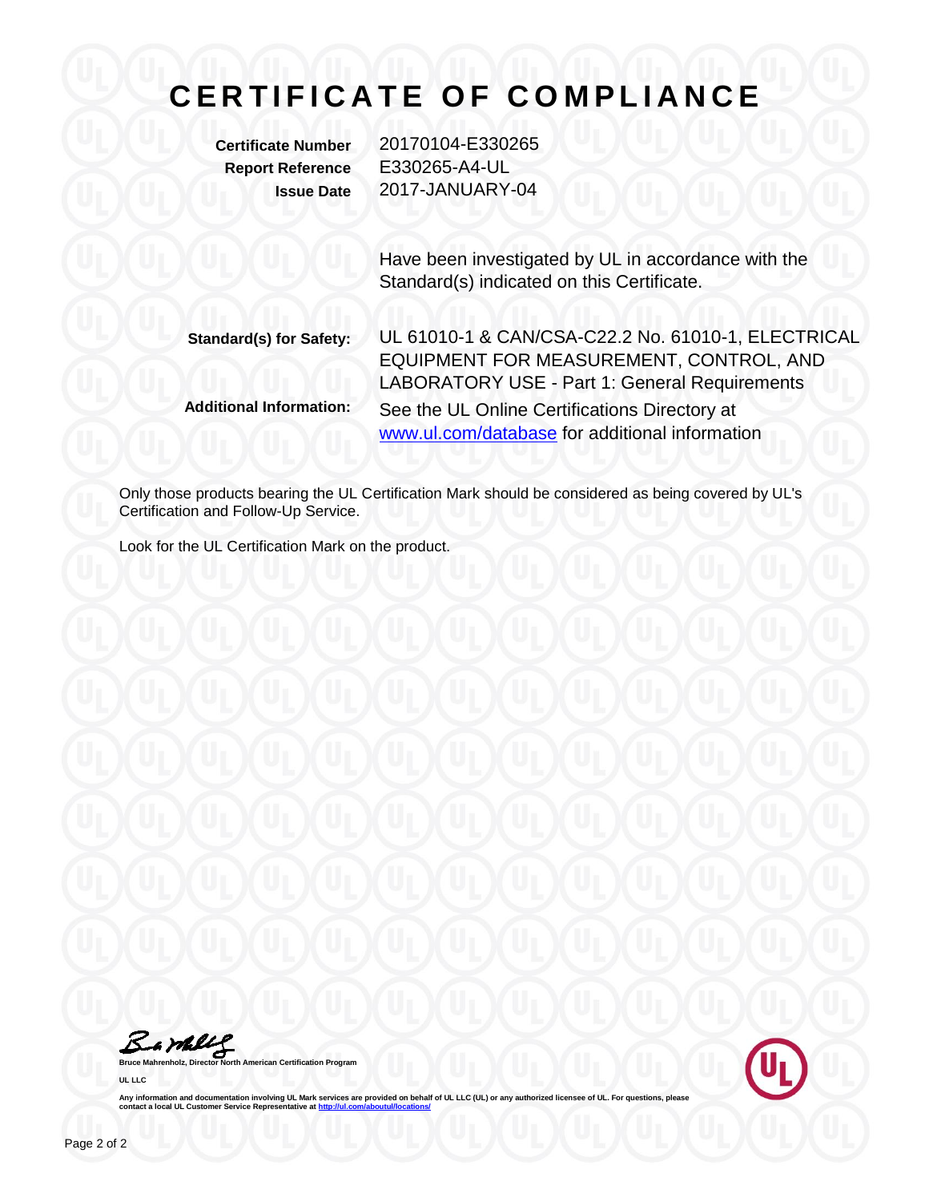# CERTIFICATE OF COMPLIANCE

| | |
|---|---|
| **Certificate Number** | 20170104-E330265 |
| **Report Reference** | E330265-A4-UL |
| **Issue Date** | 2017-JANUARY-04 |

Have been investigated by UL in accordance with the Standard(s) indicated on this Certificate.

| | |
|---|---|
| **Standard(s) for Safety:** | UL 61010-1 & CAN/CSA-C22.2 No. 61010-1, ELECTRICAL EQUIPMENT FOR MEASUREMENT, CONTROL, AND LABORATORY USE - Part 1: General Requirements |
| **Additional Information:** | See the UL Online Certifications Directory at [www.ul.com/database](http://www.ul.com/database) for additional information |

Only those products bearing the UL Certification Mark should be considered as being covered by UL's Certification and Follow-Up Service.

Look for the UL Certification Mark on the product.

**Bruce Mahrenholz, Director North American Certification Program**

**UL LLC**

Any information and documentation involving UL Mark services are provided on behalf of UL LLC (UL) or any authorized licensee of UL. For questions, please contact a local UL Customer Service Representative at [http://ul.com/aboutul/locations/](http://ul.com/aboutul/locations/)